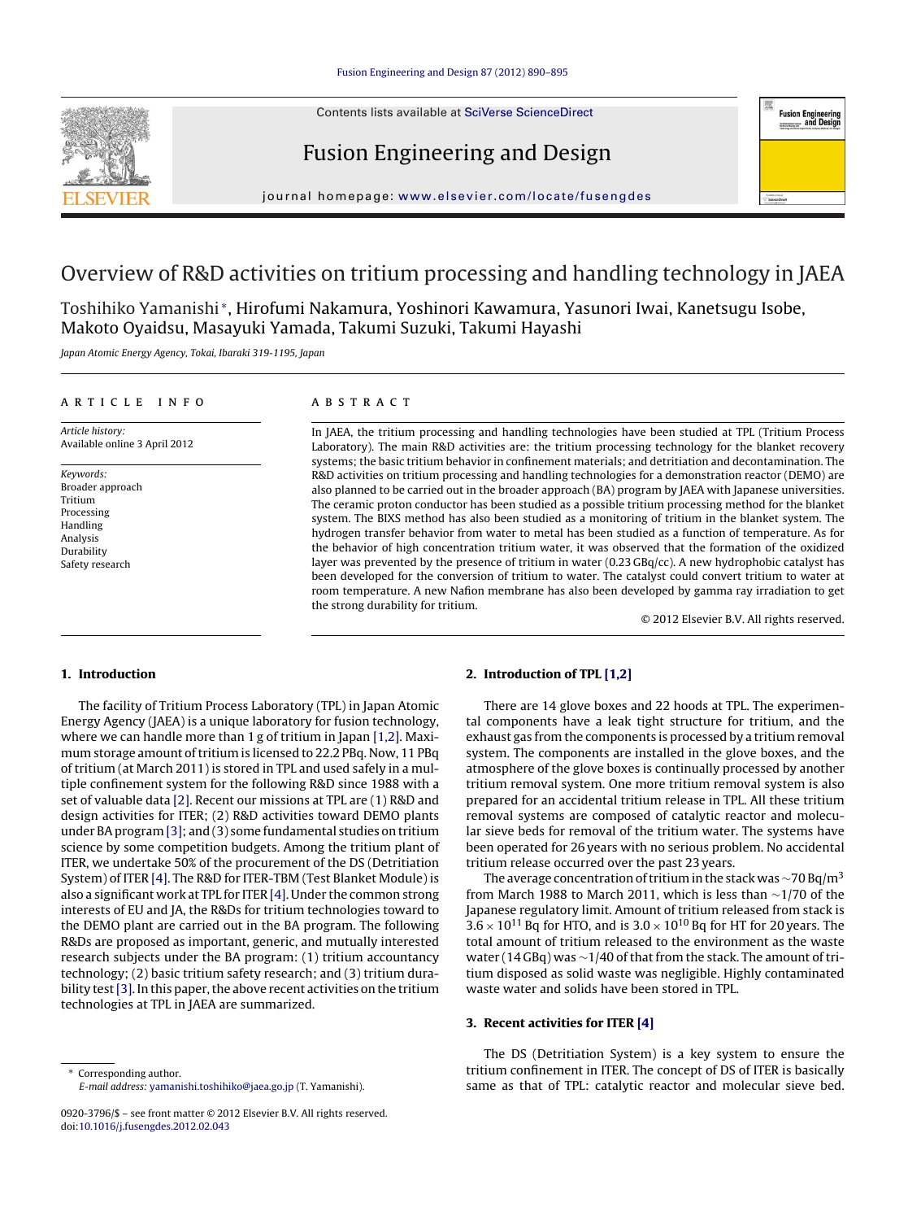# Overview of R&D activities on tritium processing and handling technology in JAEA

Toshihiko Yamanishi*, Hirofumi Nakamura, Yoshinori Kawamura, Yasunori Iwai, Kanetsugu Isobe, Makoto Oyaidsu, Masayuki Yamada, Takumi Suzuki, Takumi Hayashi

*Japan Atomic Energy Agency, Tokai, Ibaraki 319-1195, Japan*

## ARTICLE INFO

*Article history:*
Available online 3 April 2012

*Keywords:*
Broader approach
Tritium
Processing
Handling
Analysis
Durability
Safety research

## ABSTRACT

In JAEA, the tritium processing and handling technologies have been studied at TPL (Tritium Process Laboratory). The main R&D activities are: the tritium processing technology for the blanket recovery systems; the basic tritium behavior in confinement materials; and detritiation and decontamination. The R&D activities on tritium processing and handling technologies for a demonstration reactor (DEMO) are also planned to be carried out in the broader approach (BA) program by JAEA with Japanese universities. The ceramic proton conductor has been studied as a possible tritium processing method for the blanket system. The BIXS method has also been studied as a monitoring of tritium in the blanket system. The hydrogen transfer behavior from water to metal has been studied as a function of temperature. As for the behavior of high concentration tritium water, it was observed that the formation of the oxidized layer was prevented by the presence of tritium in water (0.23 GBq/cc). A new hydrophobic catalyst has been developed for the conversion of tritium to water. The catalyst could convert tritium to water at room temperature. A new Nafion membrane has also been developed by gamma ray irradiation to get the strong durability for tritium.

© 2012 Elsevier B.V. All rights reserved.

## 1. Introduction

The facility of Tritium Process Laboratory (TPL) in Japan Atomic Energy Agency (JAEA) is a unique laboratory for fusion technology, where we can handle more than 1 g of tritium in Japan [1,2]. Maximum storage amount of tritium is licensed to 22.2 PBq. Now, 11 PBq of tritium (at March 2011) is stored in TPL and used safely in a multiple confinement system for the following R&D since 1988 with a set of valuable data [2]. Recent our missions at TPL are (1) R&D and design activities for ITER; (2) R&D activities toward DEMO plants under BA program [3]; and (3) some fundamental studies on tritium science by some competition budgets. Among the tritium plant of ITER, we undertake 50% of the procurement of the DS (Detritiation System) of ITER [4]. The R&D for ITER-TBM (Test Blanket Module) is also a significant work at TPL for ITER [4]. Under the common strong interests of EU and JA, the R&Ds for tritium technologies toward to the DEMO plant are carried out in the BA program. The following R&Ds are proposed as important, generic, and mutually interested research subjects under the BA program: (1) tritium accountancy technology; (2) basic tritium safety research; and (3) tritium durability test [3]. In this paper, the above recent activities on the tritium technologies at TPL in JAEA are summarized.

## 2. Introduction of TPL [1,2]

There are 14 glove boxes and 22 hoods at TPL. The experimental components have a leak tight structure for tritium, and the exhaust gas from the components is processed by a tritium removal system. The components are installed in the glove boxes, and the atmosphere of the glove boxes is continually processed by another tritium removal system. One more tritium removal system is also prepared for an accidental tritium release in TPL. All these tritium removal systems are composed of catalytic reactor and molecular sieve beds for removal of the tritium water. The systems have been operated for 26 years with no serious problem. No accidental tritium release occurred over the past 23 years.

The average concentration of tritium in the stack was ~70 Bq/m$^3$ from March 1988 to March 2011, which is less than ~1/70 of the Japanese regulatory limit. Amount of tritium released from stack is $3.6 \times 10^{11}$ Bq for HTO, and is $3.0 \times 10^{10}$ Bq for HT for 20 years. The total amount of tritium released to the environment as the waste water (14 GBq) was ~1/40 of that from the stack. The amount of tritium disposed as solid waste was negligible. Highly contaminated waste water and solids have been stored in TPL.

## 3. Recent activities for ITER [4]

The DS (Detritiation System) is a key system to ensure the tritium confinement in ITER. The concept of DS of ITER is basically same as that of TPL: catalytic reactor and molecular sieve bed.

* Corresponding author.
E-mail address: yamanishi.toshihiko@jaea.go.jp (T. Yamanishi).

0920-3796/$ – see front matter © 2012 Elsevier B.V. All rights reserved.
doi:10.1016/j.fusengdes.2012.02.043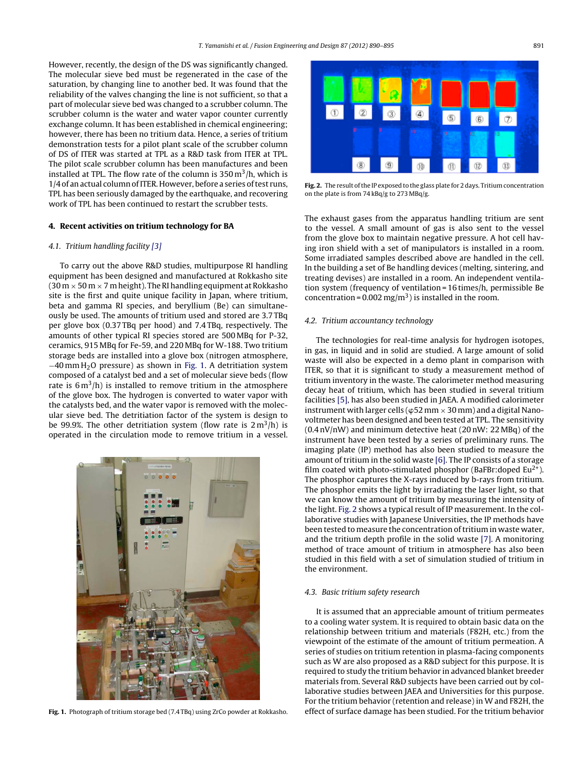However, recently, the design of the DS was significantly changed. The molecular sieve bed must be regenerated in the case of the saturation, by changing line to another bed. It was found that the reliability of the valves changing the line is not sufficient, so that a part of molecular sieve bed was changed to a scrubber column. The scrubber column is the water and water vapor counter currently exchange column. It has been established in chemical engineering; however, there has been no tritium data. Hence, a series of tritium demonstration tests for a pilot plant scale of the scrubber column of DS of ITER was started at TPL as a R&D task from ITER at TPL. The pilot scale scrubber column has been manufactures and been installed at TPL. The flow rate of the column is 350 $m^3$/h, which is 1/4 of an actual column of ITER. However, before a series of test runs, TPL has been seriously damaged by the earthquake, and recovering work of TPL has been continued to restart the scrubber tests.

## 4. Recent activities on tritium technology for BA

### *4.1. Tritium handling facility [3]*

To carry out the above R&D studies, multipurpose RI handling equipment has been designed and manufactured at Rokkasho site (30 m × 50 m × 7 m height). The RI handling equipment at Rokkasho site is the first and quite unique facility in Japan, where tritium, beta and gamma RI species, and beryllium (Be) can simultaneously be used. The amounts of tritium used and stored are 3.7 TBq per glove box (0.37 TBq per hood) and 7.4 TBq, respectively. The amounts of other typical RI species stored are 500 MBq for P-32, ceramics, 915 MBq for Fe-59, and 220 MBq for W-188. Two tritium storage beds are installed into a glove box (nitrogen atmosphere, −40 mm $H_2O$ pressure) as shown in Fig. 1. A detritiation system composed of a catalyst bed and a set of molecular sieve beds (flow rate is 6 $m^3$/h) is installed to remove tritium in the atmosphere of the glove box. The hydrogen is converted to water vapor with the catalysts bed, and the water vapor is removed with the molecular sieve bed. The detritiation factor of the system is design to be 99.9%. The other detritiation system (flow rate is 2 $m^3$/h) is operated in the circulation mode to remove tritium in a vessel.

**Fig. 1.** Photograph of tritium storage bed (7.4 TBq) using ZrCo powder at Rokkasho.

**Fig. 2.** The result of the IP exposed to the glass plate for 2 days. Tritium concentration on the plate is from 74 kBq/g to 273 MBq/g.

The exhaust gases from the apparatus handling tritium are sent to the vessel. A small amount of gas is also sent to the vessel from the glove box to maintain negative pressure. A hot cell having iron shield with a set of manipulators is installed in a room. Some irradiated samples described above are handled in the cell. In the building a set of Be handling devices (melting, sintering, and treating devises) are installed in a room. An independent ventilation system (frequency of ventilation = 16 times/h, permissible Be concentration = 0.002 mg/$m^3$) is installed in the room.

### *4.2. Tritium accountancy technology*

The technologies for real-time analysis for hydrogen isotopes, in gas, in liquid and in solid are studied. A large amount of solid waste will also be expected in a demo plant in comparison with ITER, so that it is significant to study a measurement method of tritium inventory in the waste. The calorimeter method measuring decay heat of tritium, which has been studied in several tritium facilities [5], has also been studied in JAEA. A modified calorimeter instrument with larger cells (φ52 mm × 30 mm) and a digital Nano-voltmeter has been designed and been tested at TPL. The sensitivity (0.4 nV/nW) and minimum detective heat (20 nW: 22 MBq) of the instrument have been tested by a series of preliminary runs. The imaging plate (IP) method has also been studied to measure the amount of tritium in the solid waste [6]. The IP consists of a storage film coated with photo-stimulated phosphor (BaFBr:doped $Eu^{2+}$). The phosphor captures the X-rays induced by b-rays from tritium. The phosphor emits the light by irradiating the laser light, so that we can know the amount of tritium by measuring the intensity of the light. Fig. 2 shows a typical result of IP measurement. In the collaborative studies with Japanese Universities, the IP methods have been tested to measure the concentration of tritium in waste water, and the tritium depth profile in the solid waste [7]. A monitoring method of trace amount of tritium in atmosphere has also been studied in this field with a set of simulation studied of tritium in the environment.

### *4.3. Basic tritium safety research*

It is assumed that an appreciable amount of tritium permeates to a cooling water system. It is required to obtain basic data on the relationship between tritium and materials (F82H, etc.) from the viewpoint of the estimate of the amount of tritium permeation. A series of studies on tritium retention in plasma-facing components such as W are also proposed as a R&D subject for this purpose. It is required to study the tritium behavior in advanced blanket breeder materials from. Several R&D subjects have been carried out by collaborative studies between JAEA and Universities for this purpose. For the tritium behavior (retention and release) in W and F82H, the effect of surface damage has been studied. For the tritium behavior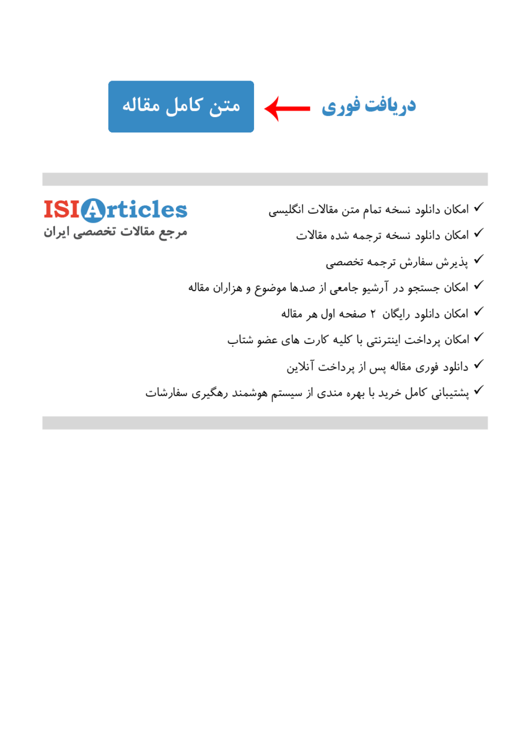دریافت فوری ← **متن کامل مقاله**

**ISIArticles**
مرجع مقالات تخصصی ایران

- ✓ امکان دانلود نسخه تمام متن مقالات انگلیسی
- ✓ امکان دانلود نسخه ترجمه شده مقالات
- ✓ پذیرش سفارش ترجمه تخصصی
- ✓ امکان جستجو در آرشیو جامعی از صدها موضوع و هزاران مقاله
- ✓ امکان دانلود رایگان ۲ صفحه اول هر مقاله
- ✓ امکان پرداخت اینترنتی با کلیه کارت های عضو شتاب
- ✓ دانلود فوری مقاله پس از پرداخت آنلاین
- ✓ پشتیبانی کامل خرید با بهره مندی از سیستم هوشمند رهگیری سفارشات